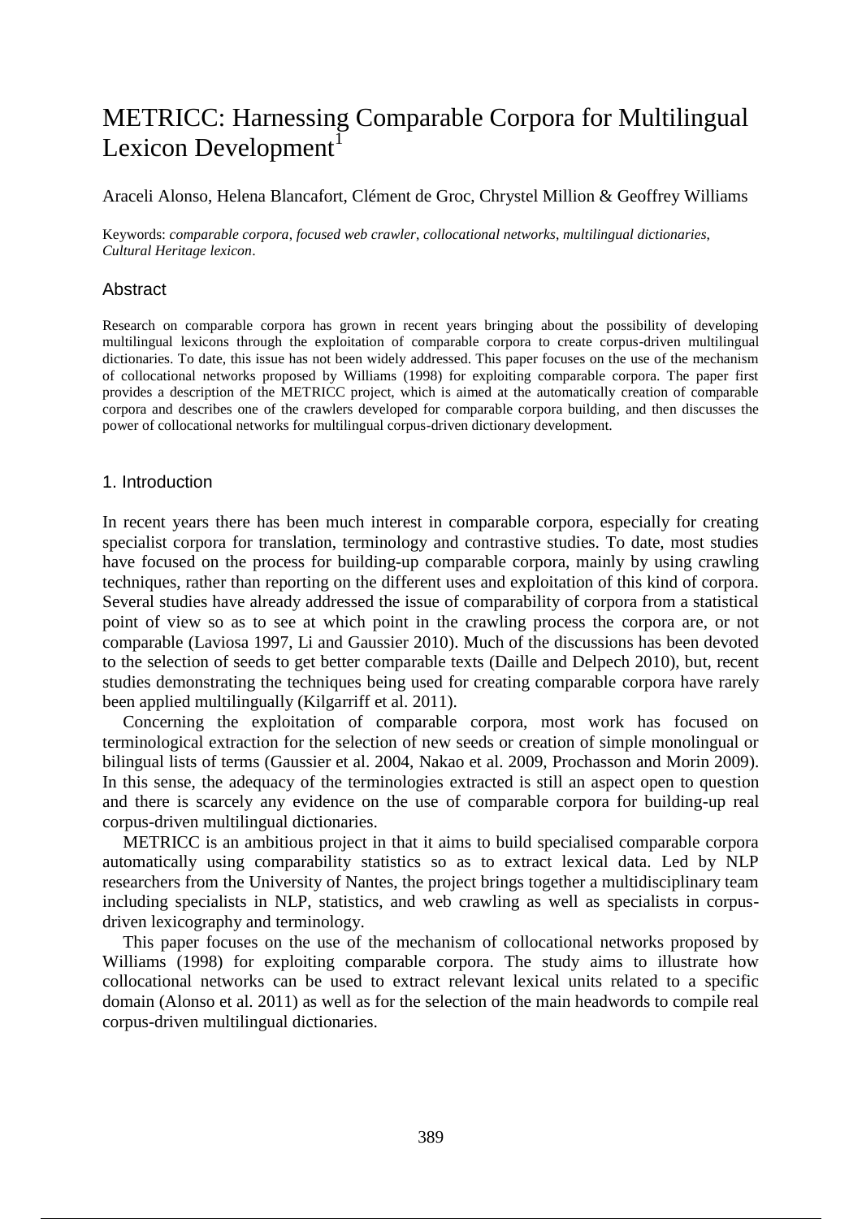# METRICC: Harnessing Comparable Corpora for Multilingual Lexicon Development[1]

Araceli Alonso, Helena Blancafort, Clément de Groc, Chrystel Million & Geoffrey Williams

Keywords: *comparable corpora*, *focused web crawler*, *collocational networks*, *multilingual dictionaries*, *Cultural Heritage lexicon*.

## Abstract

Research on comparable corpora has grown in recent years bringing about the possibility of developing multilingual lexicons through the exploitation of comparable corpora to create corpus-driven multilingual dictionaries. To date, this issue has not been widely addressed. This paper focuses on the use of the mechanism of collocational networks proposed by Williams (1998) for exploiting comparable corpora. The paper first provides a description of the METRICC project, which is aimed at the automatically creation of comparable corpora and describes one of the crawlers developed for comparable corpora building, and then discusses the power of collocational networks for multilingual corpus-driven dictionary development.

## 1. Introduction

In recent years there has been much interest in comparable corpora, especially for creating specialist corpora for translation, terminology and contrastive studies. To date, most studies have focused on the process for building-up comparable corpora, mainly by using crawling techniques, rather than reporting on the different uses and exploitation of this kind of corpora. Several studies have already addressed the issue of comparability of corpora from a statistical point of view so as to see at which point in the crawling process the corpora are, or not comparable (Laviosa 1997, Li and Gaussier 2010). Much of the discussions has been devoted to the selection of seeds to get better comparable texts (Daille and Delpech 2010), but, recent studies demonstrating the techniques being used for creating comparable corpora have rarely been applied multilingually (Kilgarriff et al. 2011).

Concerning the exploitation of comparable corpora, most work has focused on terminological extraction for the selection of new seeds or creation of simple monolingual or bilingual lists of terms (Gaussier et al. 2004, Nakao et al. 2009, Prochasson and Morin 2009). In this sense, the adequacy of the terminologies extracted is still an aspect open to question and there is scarcely any evidence on the use of comparable corpora for building-up real corpus-driven multilingual dictionaries.

METRICC is an ambitious project in that it aims to build specialised comparable corpora automatically using comparability statistics so as to extract lexical data. Led by NLP researchers from the University of Nantes, the project brings together a multidisciplinary team including specialists in NLP, statistics, and web crawling as well as specialists in corpus-driven lexicography and terminology.

This paper focuses on the use of the mechanism of collocational networks proposed by Williams (1998) for exploiting comparable corpora. The study aims to illustrate how collocational networks can be used to extract relevant lexical units related to a specific domain (Alonso et al. 2011) as well as for the selection of the main headwords to compile real corpus-driven multilingual dictionaries.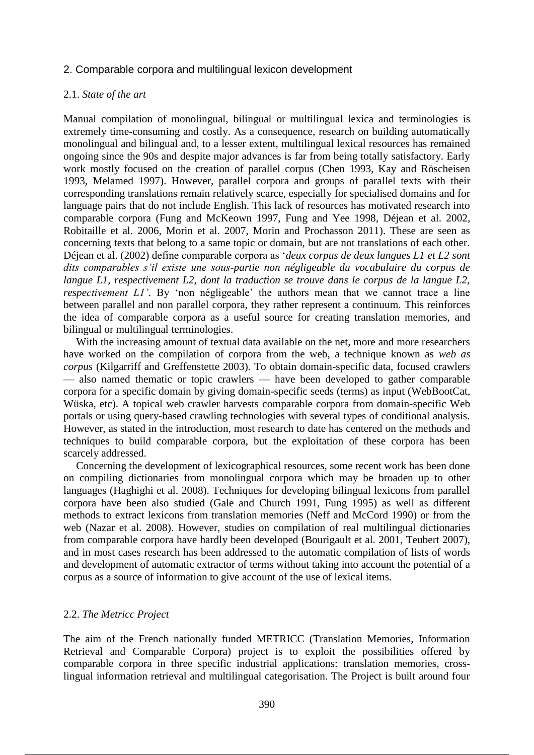## 2. Comparable corpora and multilingual lexicon development

### 2.1. *State of the art*

Manual compilation of monolingual, bilingual or multilingual lexica and terminologies is extremely time-consuming and costly. As a consequence, research on building automatically monolingual and bilingual and, to a lesser extent, multilingual lexical resources has remained ongoing since the 90s and despite major advances is far from being totally satisfactory. Early work mostly focused on the creation of parallel corpus (Chen 1993, Kay and Röscheisen 1993, Melamed 1997). However, parallel corpora and groups of parallel texts with their corresponding translations remain relatively scarce, especially for specialised domains and for language pairs that do not include English. This lack of resources has motivated research into comparable corpora (Fung and McKeown 1997, Fung and Yee 1998, Déjean et al. 2002, Robitaille et al. 2006, Morin et al. 2007, Morin and Prochasson 2011). These are seen as concerning texts that belong to a same topic or domain, but are not translations of each other. Déjean et al. (2002) define comparable corpora as '*deux corpus de deux langues L1 et L2 sont dits comparables s'il existe une sous-partie non négligeable du vocabulaire du corpus de langue L1, respectivement L2, dont la traduction se trouve dans le corpus de la langue L2, respectivement L1'*. By 'non négligeable' the authors mean that we cannot trace a line between parallel and non parallel corpora, they rather represent a continuum. This reinforces the idea of comparable corpora as a useful source for creating translation memories, and bilingual or multilingual terminologies.

With the increasing amount of textual data available on the net, more and more researchers have worked on the compilation of corpora from the web, a technique known as *web as corpus* (Kilgarriff and Greffenstette 2003). To obtain domain-specific data, focused crawlers — also named thematic or topic crawlers — have been developed to gather comparable corpora for a specific domain by giving domain-specific seeds (terms) as input (WebBootCat, Wüska, etc). A topical web crawler harvests comparable corpora from domain-specific Web portals or using query-based crawling technologies with several types of conditional analysis. However, as stated in the introduction, most research to date has centered on the methods and techniques to build comparable corpora, but the exploitation of these corpora has been scarcely addressed.

Concerning the development of lexicographical resources, some recent work has been done on compiling dictionaries from monolingual corpora which may be broaden up to other languages (Haghighi et al. 2008). Techniques for developing bilingual lexicons from parallel corpora have been also studied (Gale and Church 1991, Fung 1995) as well as different methods to extract lexicons from translation memories (Neff and McCord 1990) or from the web (Nazar et al. 2008). However, studies on compilation of real multilingual dictionaries from comparable corpora have hardly been developed (Bourigault et al. 2001, Teubert 2007), and in most cases research has been addressed to the automatic compilation of lists of words and development of automatic extractor of terms without taking into account the potential of a corpus as a source of information to give account of the use of lexical items.

### 2.2. *The Metricc Project*

The aim of the French nationally funded METRICC (Translation Memories, Information Retrieval and Comparable Corpora) project is to exploit the possibilities offered by comparable corpora in three specific industrial applications: translation memories, cross-lingual information retrieval and multilingual categorisation. The Project is built around four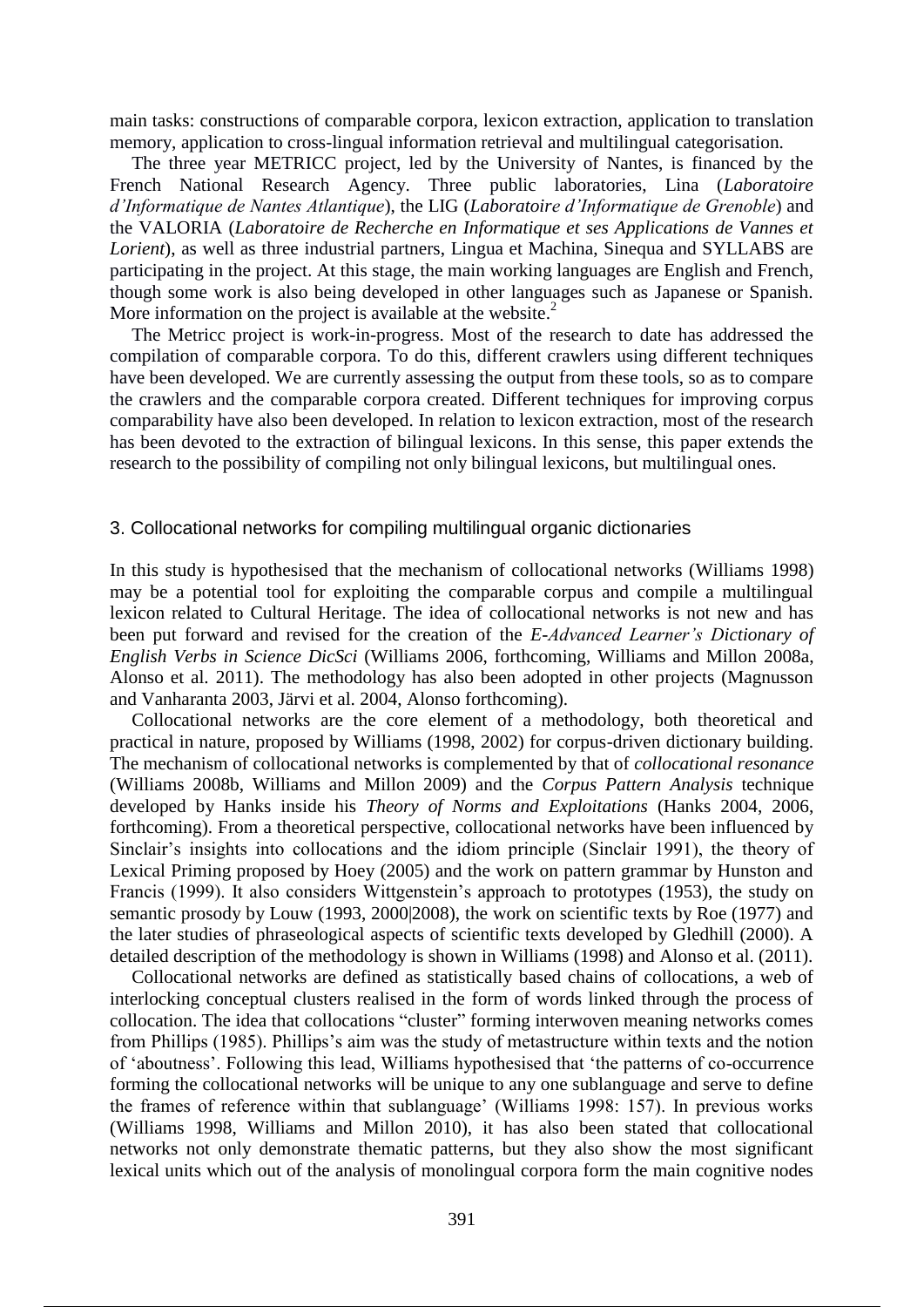main tasks: constructions of comparable corpora, lexicon extraction, application to translation memory, application to cross-lingual information retrieval and multilingual categorisation.

The three year METRICC project, led by the University of Nantes, is financed by the French National Research Agency. Three public laboratories, Lina (*Laboratoire d'Informatique de Nantes Atlantique*), the LIG (*Laboratoire d'Informatique de Grenoble*) and the VALORIA (*Laboratoire de Recherche en Informatique et ses Applications de Vannes et Lorient*), as well as three industrial partners, Lingua et Machina, Sinequa and SYLLABS are participating in the project. At this stage, the main working languages are English and French, though some work is also being developed in other languages such as Japanese or Spanish. More information on the project is available at the website.[2]

The Metricc project is work-in-progress. Most of the research to date has addressed the compilation of comparable corpora. To do this, different crawlers using different techniques have been developed. We are currently assessing the output from these tools, so as to compare the crawlers and the comparable corpora created. Different techniques for improving corpus comparability have also been developed. In relation to lexicon extraction, most of the research has been devoted to the extraction of bilingual lexicons. In this sense, this paper extends the research to the possibility of compiling not only bilingual lexicons, but multilingual ones.

## 3. Collocational networks for compiling multilingual organic dictionaries

In this study is hypothesised that the mechanism of collocational networks (Williams 1998) may be a potential tool for exploiting the comparable corpus and compile a multilingual lexicon related to Cultural Heritage. The idea of collocational networks is not new and has been put forward and revised for the creation of the *E-Advanced Learner's Dictionary of English Verbs in Science DicSci* (Williams 2006, forthcoming, Williams and Millon 2008a, Alonso et al. 2011). The methodology has also been adopted in other projects (Magnusson and Vanharanta 2003, Järvi et al. 2004, Alonso forthcoming).

Collocational networks are the core element of a methodology, both theoretical and practical in nature, proposed by Williams (1998, 2002) for corpus-driven dictionary building. The mechanism of collocational networks is complemented by that of *collocational resonance* (Williams 2008b, Williams and Millon 2009) and the *Corpus Pattern Analysis* technique developed by Hanks inside his *Theory of Norms and Exploitations* (Hanks 2004, 2006, forthcoming). From a theoretical perspective, collocational networks have been influenced by Sinclair's insights into collocations and the idiom principle (Sinclair 1991), the theory of Lexical Priming proposed by Hoey (2005) and the work on pattern grammar by Hunston and Francis (1999). It also considers Wittgenstein's approach to prototypes (1953), the study on semantic prosody by Louw (1993, 2000|2008), the work on scientific texts by Roe (1977) and the later studies of phraseological aspects of scientific texts developed by Gledhill (2000). A detailed description of the methodology is shown in Williams (1998) and Alonso et al. (2011).

Collocational networks are defined as statistically based chains of collocations, a web of interlocking conceptual clusters realised in the form of words linked through the process of collocation. The idea that collocations "cluster" forming interwoven meaning networks comes from Phillips (1985). Phillips's aim was the study of metastructure within texts and the notion of 'aboutness'. Following this lead, Williams hypothesised that 'the patterns of co-occurrence forming the collocational networks will be unique to any one sublanguage and serve to define the frames of reference within that sublanguage' (Williams 1998: 157). In previous works (Williams 1998, Williams and Millon 2010), it has also been stated that collocational networks not only demonstrate thematic patterns, but they also show the most significant lexical units which out of the analysis of monolingual corpora form the main cognitive nodes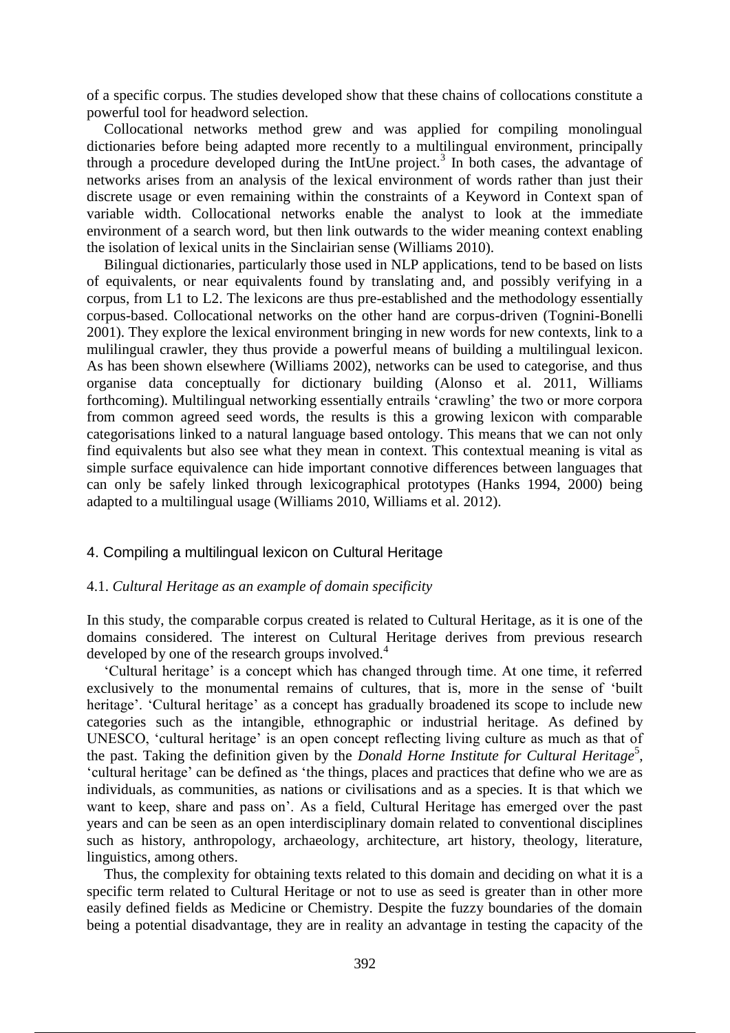of a specific corpus. The studies developed show that these chains of collocations constitute a powerful tool for headword selection.

Collocational networks method grew and was applied for compiling monolingual dictionaries before being adapted more recently to a multilingual environment, principally through a procedure developed during the IntUne project.[3] In both cases, the advantage of networks arises from an analysis of the lexical environment of words rather than just their discrete usage or even remaining within the constraints of a Keyword in Context span of variable width. Collocational networks enable the analyst to look at the immediate environment of a search word, but then link outwards to the wider meaning context enabling the isolation of lexical units in the Sinclairian sense (Williams 2010).

Bilingual dictionaries, particularly those used in NLP applications, tend to be based on lists of equivalents, or near equivalents found by translating and, and possibly verifying in a corpus, from L1 to L2. The lexicons are thus pre-established and the methodology essentially corpus-based. Collocational networks on the other hand are corpus-driven (Tognini-Bonelli 2001). They explore the lexical environment bringing in new words for new contexts, link to a mulilingual crawler, they thus provide a powerful means of building a multilingual lexicon. As has been shown elsewhere (Williams 2002), networks can be used to categorise, and thus organise data conceptually for dictionary building (Alonso et al. 2011, Williams forthcoming). Multilingual networking essentially entrails 'crawling' the two or more corpora from common agreed seed words, the results is this a growing lexicon with comparable categorisations linked to a natural language based ontology. This means that we can not only find equivalents but also see what they mean in context. This contextual meaning is vital as simple surface equivalence can hide important connotive differences between languages that can only be safely linked through lexicographical prototypes (Hanks 1994, 2000) being adapted to a multilingual usage (Williams 2010, Williams et al. 2012).

## 4. Compiling a multilingual lexicon on Cultural Heritage

### 4.1. *Cultural Heritage as an example of domain specificity*

In this study, the comparable corpus created is related to Cultural Heritage, as it is one of the domains considered. The interest on Cultural Heritage derives from previous research developed by one of the research groups involved.[4]

'Cultural heritage' is a concept which has changed through time. At one time, it referred exclusively to the monumental remains of cultures, that is, more in the sense of 'built heritage'. 'Cultural heritage' as a concept has gradually broadened its scope to include new categories such as the intangible, ethnographic or industrial heritage. As defined by UNESCO, 'cultural heritage' is an open concept reflecting living culture as much as that of the past. Taking the definition given by the *Donald Horne Institute for Cultural Heritage*[5], 'cultural heritage' can be defined as 'the things, places and practices that define who we are as individuals, as communities, as nations or civilisations and as a species. It is that which we want to keep, share and pass on'. As a field, Cultural Heritage has emerged over the past years and can be seen as an open interdisciplinary domain related to conventional disciplines such as history, anthropology, archaeology, architecture, art history, theology, literature, linguistics, among others.

Thus, the complexity for obtaining texts related to this domain and deciding on what it is a specific term related to Cultural Heritage or not to use as seed is greater than in other more easily defined fields as Medicine or Chemistry. Despite the fuzzy boundaries of the domain being a potential disadvantage, they are in reality an advantage in testing the capacity of the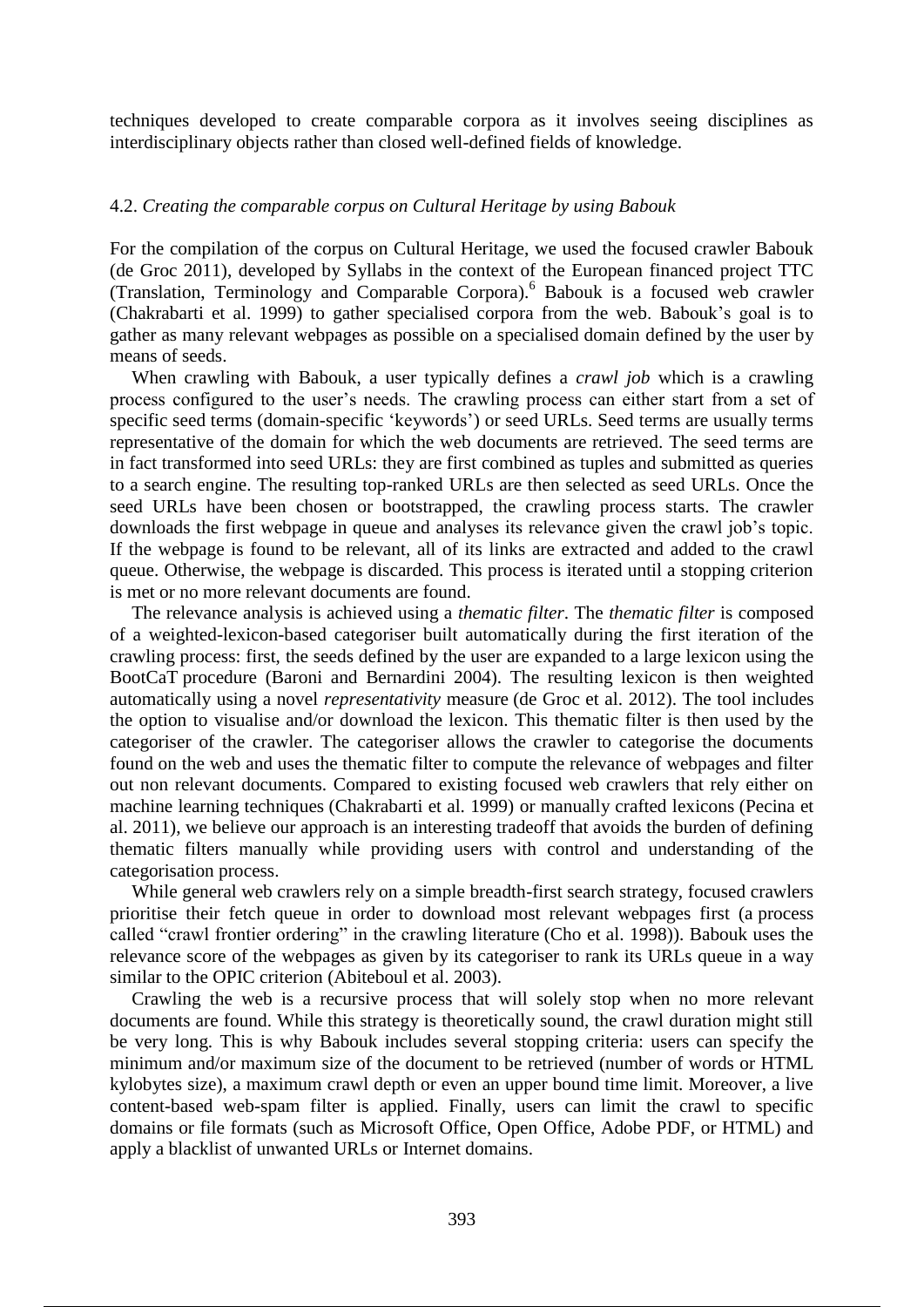techniques developed to create comparable corpora as it involves seeing disciplines as interdisciplinary objects rather than closed well-defined fields of knowledge.

#### 4.2. *Creating the comparable corpus on Cultural Heritage by using Babouk*

For the compilation of the corpus on Cultural Heritage, we used the focused crawler Babouk (de Groc 2011), developed by Syllabs in the context of the European financed project TTC (Translation, Terminology and Comparable Corpora).[6] Babouk is a focused web crawler (Chakrabarti et al. 1999) to gather specialised corpora from the web. Babouk's goal is to gather as many relevant webpages as possible on a specialised domain defined by the user by means of seeds.

When crawling with Babouk, a user typically defines a *crawl job* which is a crawling process configured to the user's needs. The crawling process can either start from a set of specific seed terms (domain-specific 'keywords') or seed URLs. Seed terms are usually terms representative of the domain for which the web documents are retrieved. The seed terms are in fact transformed into seed URLs: they are first combined as tuples and submitted as queries to a search engine. The resulting top-ranked URLs are then selected as seed URLs. Once the seed URLs have been chosen or bootstrapped, the crawling process starts. The crawler downloads the first webpage in queue and analyses its relevance given the crawl job's topic. If the webpage is found to be relevant, all of its links are extracted and added to the crawl queue. Otherwise, the webpage is discarded. This process is iterated until a stopping criterion is met or no more relevant documents are found.

The relevance analysis is achieved using a *thematic filter*. The *thematic filter* is composed of a weighted-lexicon-based categoriser built automatically during the first iteration of the crawling process: first, the seeds defined by the user are expanded to a large lexicon using the BootCaT procedure (Baroni and Bernardini 2004). The resulting lexicon is then weighted automatically using a novel *representativity* measure (de Groc et al. 2012). The tool includes the option to visualise and/or download the lexicon. This thematic filter is then used by the categoriser of the crawler. The categoriser allows the crawler to categorise the documents found on the web and uses the thematic filter to compute the relevance of webpages and filter out non relevant documents. Compared to existing focused web crawlers that rely either on machine learning techniques (Chakrabarti et al. 1999) or manually crafted lexicons (Pecina et al. 2011), we believe our approach is an interesting tradeoff that avoids the burden of defining thematic filters manually while providing users with control and understanding of the categorisation process.

While general web crawlers rely on a simple breadth-first search strategy, focused crawlers prioritise their fetch queue in order to download most relevant webpages first (a process called "crawl frontier ordering" in the crawling literature (Cho et al. 1998)). Babouk uses the relevance score of the webpages as given by its categoriser to rank its URLs queue in a way similar to the OPIC criterion (Abiteboul et al. 2003).

Crawling the web is a recursive process that will solely stop when no more relevant documents are found. While this strategy is theoretically sound, the crawl duration might still be very long. This is why Babouk includes several stopping criteria: users can specify the minimum and/or maximum size of the document to be retrieved (number of words or HTML kylobytes size), a maximum crawl depth or even an upper bound time limit. Moreover, a live content-based web-spam filter is applied. Finally, users can limit the crawl to specific domains or file formats (such as Microsoft Office, Open Office, Adobe PDF, or HTML) and apply a blacklist of unwanted URLs or Internet domains.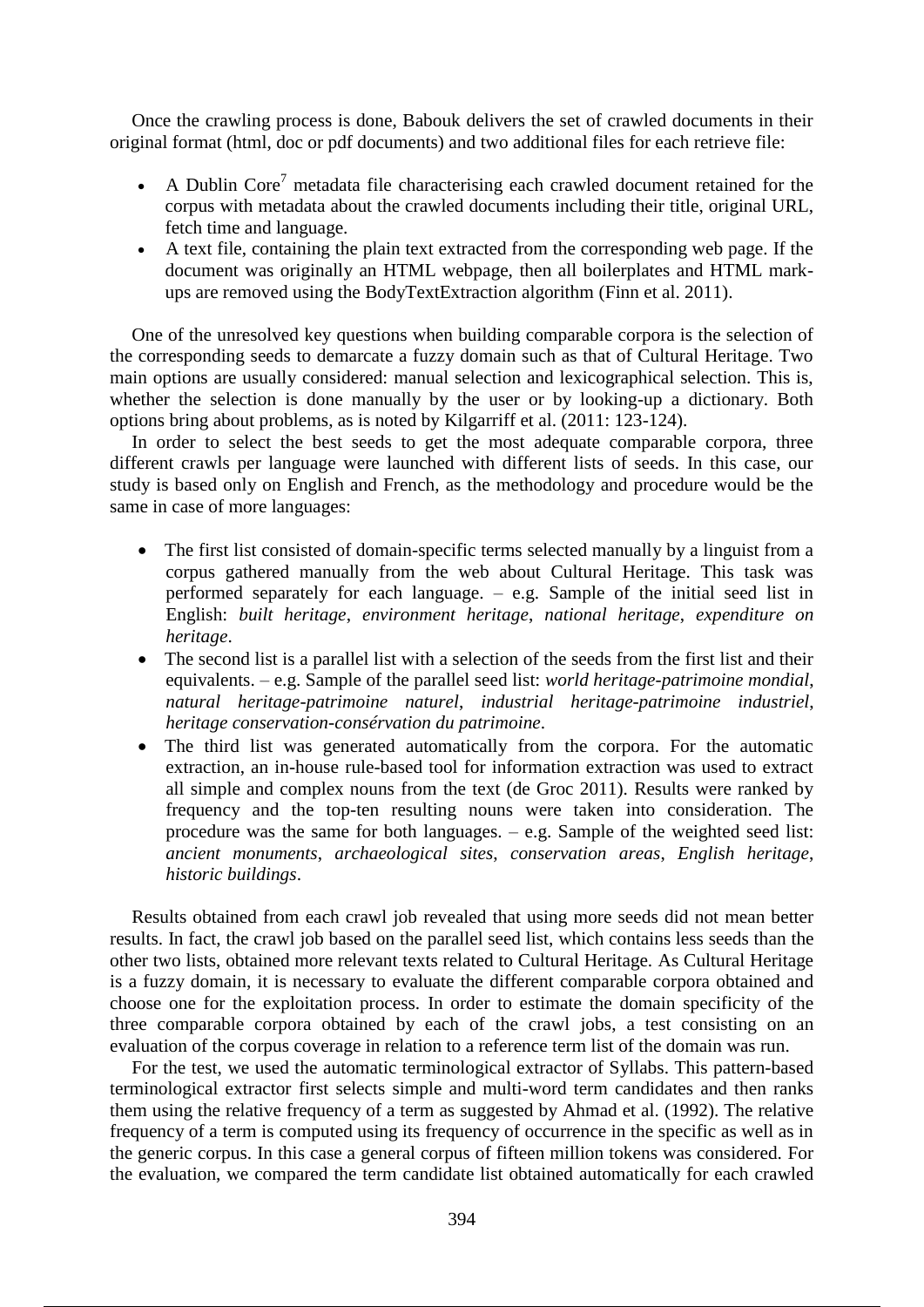Once the crawling process is done, Babouk delivers the set of crawled documents in their original format (html, doc or pdf documents) and two additional files for each retrieve file:

- A Dublin Core[7] metadata file characterising each crawled document retained for the corpus with metadata about the crawled documents including their title, original URL, fetch time and language.
- A text file, containing the plain text extracted from the corresponding web page. If the document was originally an HTML webpage, then all boilerplates and HTML mark-ups are removed using the BodyTextExtraction algorithm (Finn et al. 2011).

One of the unresolved key questions when building comparable corpora is the selection of the corresponding seeds to demarcate a fuzzy domain such as that of Cultural Heritage. Two main options are usually considered: manual selection and lexicographical selection. This is, whether the selection is done manually by the user or by looking-up a dictionary. Both options bring about problems, as is noted by Kilgarriff et al. (2011: 123-124).

In order to select the best seeds to get the most adequate comparable corpora, three different crawls per language were launched with different lists of seeds. In this case, our study is based only on English and French, as the methodology and procedure would be the same in case of more languages:

- The first list consisted of domain-specific terms selected manually by a linguist from a corpus gathered manually from the web about Cultural Heritage. This task was performed separately for each language. – e.g. Sample of the initial seed list in English: *built heritage*, *environment heritage*, *national heritage*, *expenditure on heritage*.
- The second list is a parallel list with a selection of the seeds from the first list and their equivalents. – e.g. Sample of the parallel seed list: *world heritage-patrimoine mondial*, *natural heritage-patrimoine naturel*, *industrial heritage-patrimoine industriel*, *heritage conservation-consérvation du patrimoine*.
- The third list was generated automatically from the corpora. For the automatic extraction, an in-house rule-based tool for information extraction was used to extract all simple and complex nouns from the text (de Groc 2011). Results were ranked by frequency and the top-ten resulting nouns were taken into consideration. The procedure was the same for both languages. – e.g. Sample of the weighted seed list: *ancient monuments*, *archaeological sites*, *conservation areas*, *English heritage*, *historic buildings*.

Results obtained from each crawl job revealed that using more seeds did not mean better results. In fact, the crawl job based on the parallel seed list, which contains less seeds than the other two lists, obtained more relevant texts related to Cultural Heritage. As Cultural Heritage is a fuzzy domain, it is necessary to evaluate the different comparable corpora obtained and choose one for the exploitation process. In order to estimate the domain specificity of the three comparable corpora obtained by each of the crawl jobs, a test consisting on an evaluation of the corpus coverage in relation to a reference term list of the domain was run.

For the test, we used the automatic terminological extractor of Syllabs. This pattern-based terminological extractor first selects simple and multi-word term candidates and then ranks them using the relative frequency of a term as suggested by Ahmad et al. (1992). The relative frequency of a term is computed using its frequency of occurrence in the specific as well as in the generic corpus. In this case a general corpus of fifteen million tokens was considered. For the evaluation, we compared the term candidate list obtained automatically for each crawled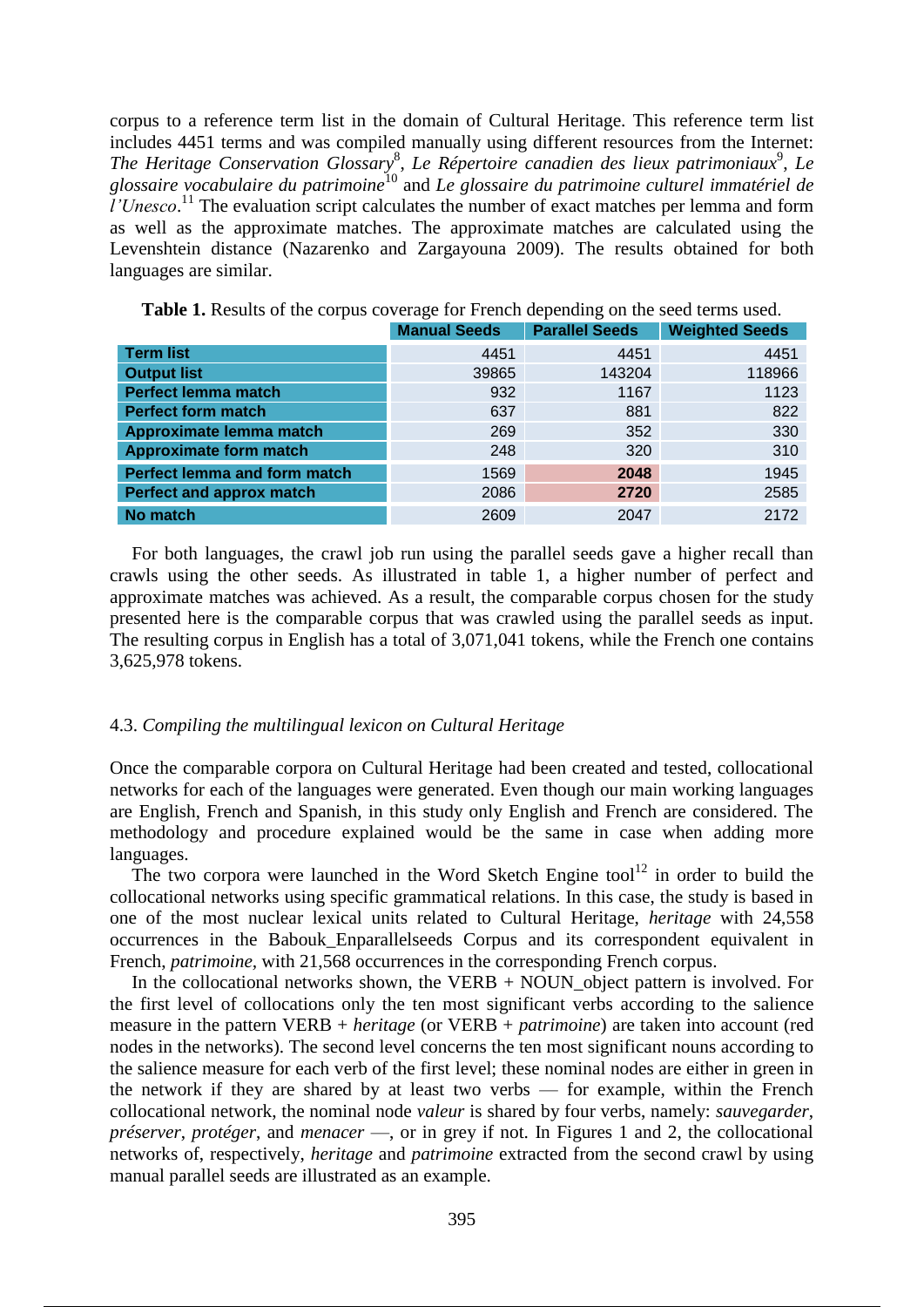corpus to a reference term list in the domain of Cultural Heritage. This reference term list includes 4451 terms and was compiled manually using different resources from the Internet: *The Heritage Conservation Glossary*[8], *Le Répertoire canadien des lieux patrimoniaux*[9], *Le glossaire vocabulaire du patrimoine*[10] and *Le glossaire du patrimoine culturel immatériel de l'Unesco*.[11] The evaluation script calculates the number of exact matches per lemma and form as well as the approximate matches. The approximate matches are calculated using the Levenshtein distance (Nazarenko and Zargayouna 2009). The results obtained for both languages are similar.

**Table 1.** Results of the corpus coverage for French depending on the seed terms used.

| | Manual Seeds | Parallel Seeds | Weighted Seeds |
|---|---|---|---|
| **Term list** | 4451 | 4451 | 4451 |
| **Output list** | 39865 | 143204 | 118966 |
| **Perfect lemma match** | 932 | 1167 | 1123 |
| **Perfect form match** | 637 | 881 | 822 |
| **Approximate lemma match** | 269 | 352 | 330 |
| **Approximate form match** | 248 | 320 | 310 |
| **Perfect lemma and form match** | 1569 | **2048** | 1945 |
| **Perfect and approx match** | 2086 | **2720** | 2585 |
| **No match** | 2609 | 2047 | 2172 |

For both languages, the crawl job run using the parallel seeds gave a higher recall than crawls using the other seeds. As illustrated in table 1, a higher number of perfect and approximate matches was achieved. As a result, the comparable corpus chosen for the study presented here is the comparable corpus that was crawled using the parallel seeds as input. The resulting corpus in English has a total of 3,071,041 tokens, while the French one contains 3,625,978 tokens.

### 4.3. *Compiling the multilingual lexicon on Cultural Heritage*

Once the comparable corpora on Cultural Heritage had been created and tested, collocational networks for each of the languages were generated. Even though our main working languages are English, French and Spanish, in this study only English and French are considered. The methodology and procedure explained would be the same in case when adding more languages.

The two corpora were launched in the Word Sketch Engine tool[12] in order to build the collocational networks using specific grammatical relations. In this case, the study is based in one of the most nuclear lexical units related to Cultural Heritage, *heritage* with 24,558 occurrences in the Babouk_Enparallelseeds Corpus and its correspondent equivalent in French, *patrimoine,* with 21,568 occurrences in the corresponding French corpus.

In the collocational networks shown, the VERB + NOUN_object pattern is involved. For the first level of collocations only the ten most significant verbs according to the salience measure in the pattern VERB + *heritage* (or VERB + *patrimoine*) are taken into account (red nodes in the networks). The second level concerns the ten most significant nouns according to the salience measure for each verb of the first level; these nominal nodes are either in green in the network if they are shared by at least two verbs — for example, within the French collocational network, the nominal node *valeur* is shared by four verbs, namely: *sauvegarder*, *préserver*, *protéger*, and *menacer* —, or in grey if not. In Figures 1 and 2, the collocational networks of, respectively, *heritage* and *patrimoine* extracted from the second crawl by using manual parallel seeds are illustrated as an example.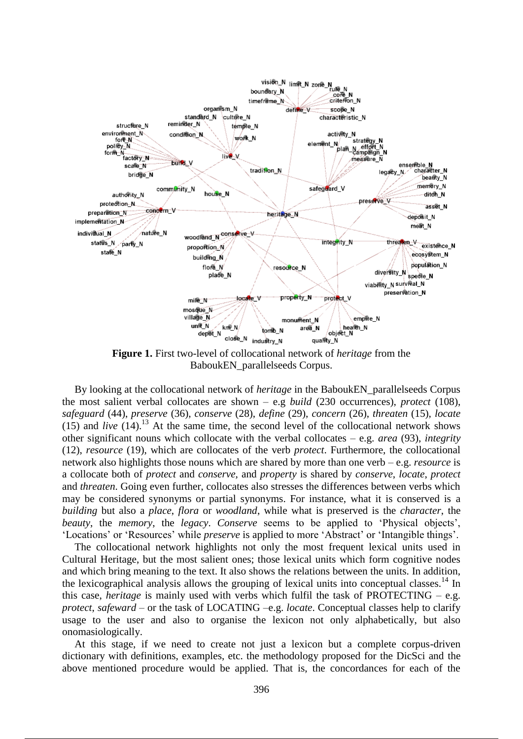**Figure 1.** First two-level of collocational network of *heritage* from the BaboukEN_parallelseeds Corpus.

By looking at the collocational network of *heritage* in the BaboukEN_parallelseeds Corpus the most salient verbal collocates are shown – e.g *build* (230 occurrences), *protect* (108), *safeguard* (44), *preserve* (36), *conserve* (28), *define* (29), *concern* (26), *threaten* (15), *locate* (15) and *live* (14).[13] At the same time, the second level of the collocational network shows other significant nouns which collocate with the verbal collocates – e.g. *area* (93), *integrity* (12), *resource* (19), which are collocates of the verb *protect*. Furthermore, the collocational network also highlights those nouns which are shared by more than one verb – e.g. *resource* is a collocate both of *protect* and *conserve*, and *property* is shared by *conserve*, *locate*, *protect* and *threaten*. Going even further, collocates also stresses the differences between verbs which may be considered synonyms or partial synonyms. For instance, what it is conserved is a *building* but also a *place*, *flora* or *woodland*, while what is preserved is the *character*, the *beauty*, the *memory*, the *legacy*. *Conserve* seems to be applied to 'Physical objects', 'Locations' or 'Resources' while *preserve* is applied to more 'Abstract' or 'Intangible things'.

The collocational network highlights not only the most frequent lexical units used in Cultural Heritage, but the most salient ones; those lexical units which form cognitive nodes and which bring meaning to the text. It also shows the relations between the units. In addition, the lexicographical analysis allows the grouping of lexical units into conceptual classes.[14] In this case, *heritage* is mainly used with verbs which fulfil the task of PROTECTING – e.g. *protect*, *safeward* – or the task of LOCATING –e.g. *locate*. Conceptual classes help to clarify usage to the user and also to organise the lexicon not only alphabetically, but also onomasiologically.

At this stage, if we need to create not just a lexicon but a complete corpus-driven dictionary with definitions, examples, etc. the methodology proposed for the DicSci and the above mentioned procedure would be applied. That is, the concordances for each of the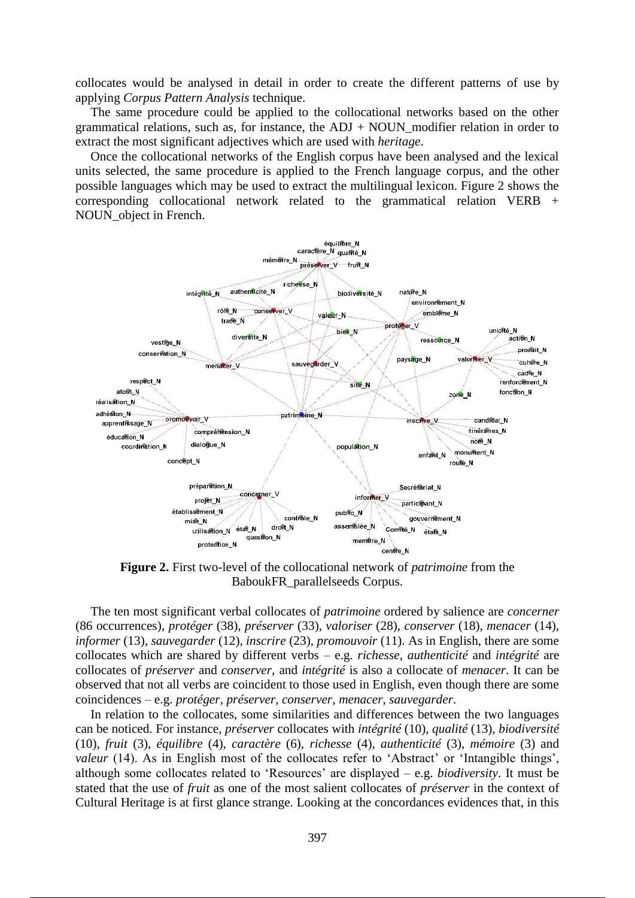collocates would be analysed in detail in order to create the different patterns of use by applying *Corpus Pattern Analysis* technique.

The same procedure could be applied to the collocational networks based on the other grammatical relations, such as, for instance, the ADJ + NOUN_modifier relation in order to extract the most significant adjectives which are used with *heritage*.

Once the collocational networks of the English corpus have been analysed and the lexical units selected, the same procedure is applied to the French language corpus, and the other possible languages which may be used to extract the multilingual lexicon. Figure 2 shows the corresponding collocational network related to the grammatical relation VERB + NOUN_object in French.

**Figure 2.** First two-level of the collocational network of *patrimoine* from the BaboukFR_parallelseeds Corpus.

The ten most significant verbal collocates of *patrimoine* ordered by salience are *concerner* (86 occurrences), *protéger* (38), *préserver* (33), *valoriser* (28), *conserver* (18), *menacer* (14), *informer* (13), *sauvegarder* (12), *inscrire* (23), *promouvoir* (11). As in English, there are some collocates which are shared by different verbs – e.g. *richesse*, *authenticité* and *intégrité* are collocates of *préserver* and *conserver*, and *intégrité* is also a collocate of *menacer*. It can be observed that not all verbs are coincident to those used in English, even though there are some coincidences – e.g. *protéger*, *préserver*, *conserver*, *menacer*, *sauvegarder*.

In relation to the collocates, some similarities and differences between the two languages can be noticed. For instance, *préserver* collocates with *intégrité* (10), *qualité* (13), *biodiversité* (10), *fruit* (3), *équilibre* (4), *caractère* (6), *richesse* (4), *authenticité* (3), *mémoire* (3) and *valeur* (14). As in English most of the collocates refer to 'Abstract' or 'Intangible things', although some collocates related to 'Resources' are displayed – e.g. *biodiversity*. It must be stated that the use of *fruit* as one of the most salient collocates of *préserver* in the context of Cultural Heritage is at first glance strange. Looking at the concordances evidences that, in this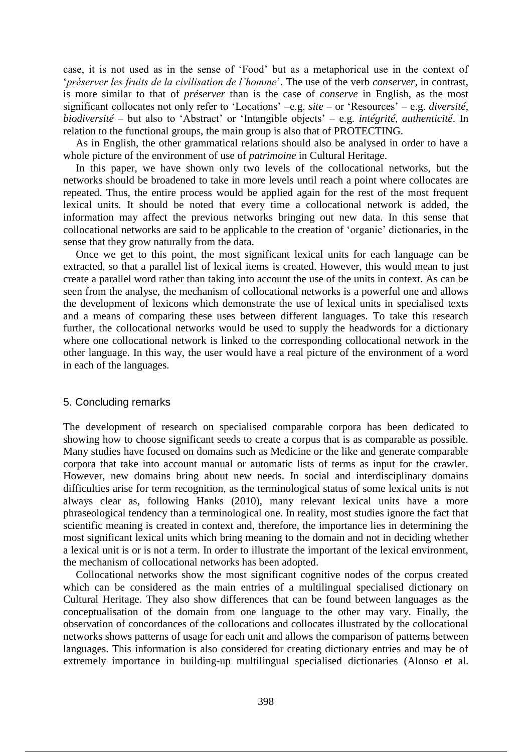case, it is not used as in the sense of 'Food' but as a metaphorical use in the context of '*préserver les fruits de la civilisation de l'homme*'. The use of the verb *conserver*, in contrast, is more similar to that of *préserver* than is the case of *conserve* in English, as the most significant collocates not only refer to 'Locations' –e.g. *site* – or 'Resources' – e.g. *diversité*, *biodiversité* – but also to 'Abstract' or 'Intangible objects' – e.g. *intégrité*, *authenticité*. In relation to the functional groups, the main group is also that of PROTECTING.

As in English, the other grammatical relations should also be analysed in order to have a whole picture of the environment of use of *patrimoine* in Cultural Heritage.

In this paper, we have shown only two levels of the collocational networks, but the networks should be broadened to take in more levels until reach a point where collocates are repeated. Thus, the entire process would be applied again for the rest of the most frequent lexical units. It should be noted that every time a collocational network is added, the information may affect the previous networks bringing out new data. In this sense that collocational networks are said to be applicable to the creation of 'organic' dictionaries, in the sense that they grow naturally from the data.

Once we get to this point, the most significant lexical units for each language can be extracted, so that a parallel list of lexical items is created. However, this would mean to just create a parallel word rather than taking into account the use of the units in context. As can be seen from the analyse, the mechanism of collocational networks is a powerful one and allows the development of lexicons which demonstrate the use of lexical units in specialised texts and a means of comparing these uses between different languages. To take this research further, the collocational networks would be used to supply the headwords for a dictionary where one collocational network is linked to the corresponding collocational network in the other language. In this way, the user would have a real picture of the environment of a word in each of the languages.

## 5. Concluding remarks

The development of research on specialised comparable corpora has been dedicated to showing how to choose significant seeds to create a corpus that is as comparable as possible. Many studies have focused on domains such as Medicine or the like and generate comparable corpora that take into account manual or automatic lists of terms as input for the crawler. However, new domains bring about new needs. In social and interdisciplinary domains difficulties arise for term recognition, as the terminological status of some lexical units is not always clear as, following Hanks (2010), many relevant lexical units have a more phraseological tendency than a terminological one. In reality, most studies ignore the fact that scientific meaning is created in context and, therefore, the importance lies in determining the most significant lexical units which bring meaning to the domain and not in deciding whether a lexical unit is or is not a term. In order to illustrate the important of the lexical environment, the mechanism of collocational networks has been adopted.

Collocational networks show the most significant cognitive nodes of the corpus created which can be considered as the main entries of a multilingual specialised dictionary on Cultural Heritage. They also show differences that can be found between languages as the conceptualisation of the domain from one language to the other may vary. Finally, the observation of concordances of the collocations and collocates illustrated by the collocational networks shows patterns of usage for each unit and allows the comparison of patterns between languages. This information is also considered for creating dictionary entries and may be of extremely importance in building-up multilingual specialised dictionaries (Alonso et al.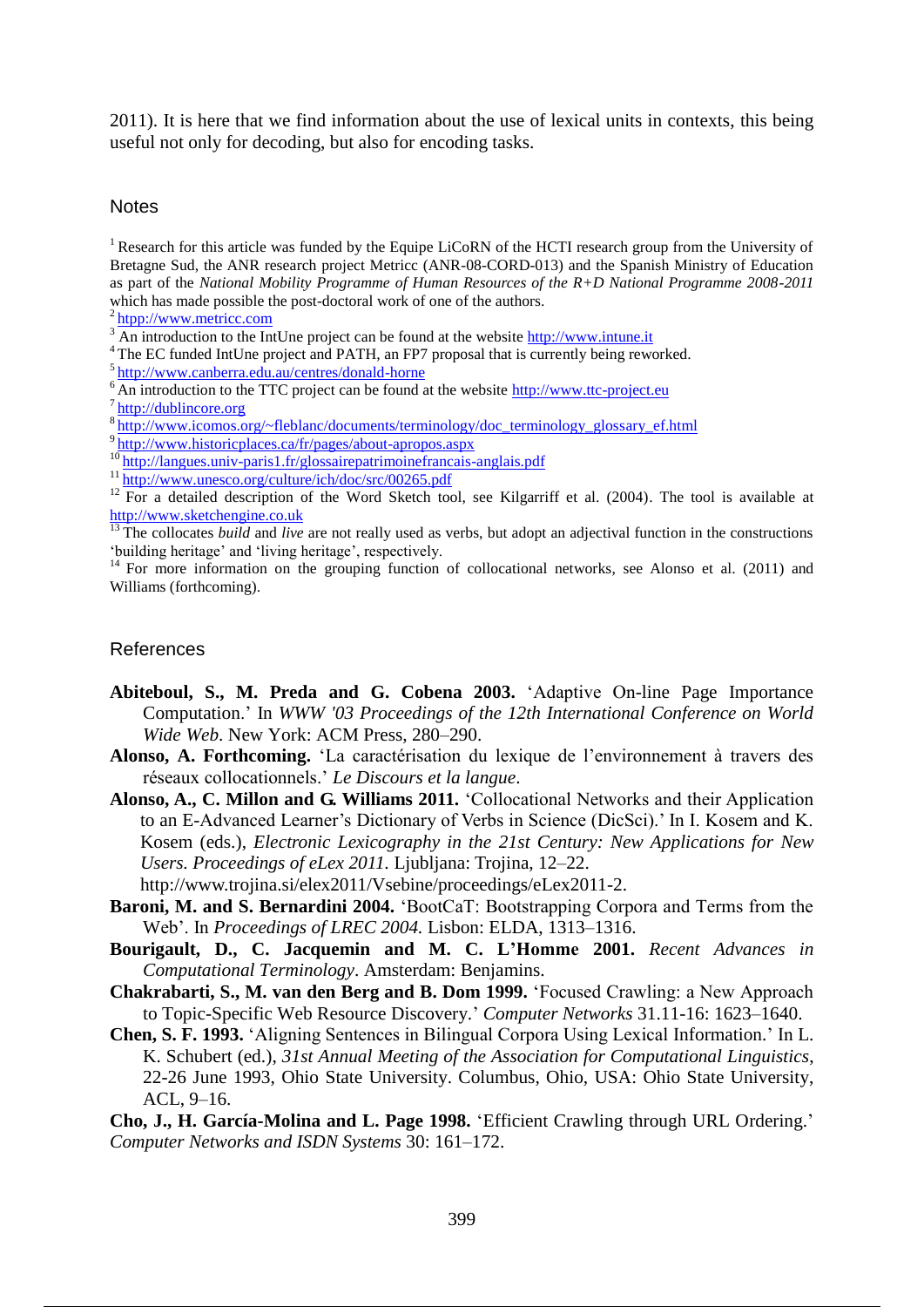2011). It is here that we find information about the use of lexical units in contexts, this being useful not only for decoding, but also for encoding tasks.

## Notes

[1] Research for this article was funded by the Equipe LiCoRN of the HCTI research group from the University of Bretagne Sud, the ANR research project Metricc (ANR-08-CORD-013) and the Spanish Ministry of Education as part of the *National Mobility Programme of Human Resources of the R+D National Programme 2008-2011* which has made possible the post-doctoral work of one of the authors.

[2] htpp://www.metricc.com

[3] An introduction to the IntUne project can be found at the website http://www.intune.it

[4] The EC funded IntUne project and PATH, an FP7 proposal that is currently being reworked.

[5] http://www.canberra.edu.au/centres/donald-horne

[6] An introduction to the TTC project can be found at the website http://www.ttc-project.eu

[7] http://dublincore.org

[8] http://www.icomos.org/~fleblanc/documents/terminology/doc_terminology_glossary_ef.html

[9] http://www.historicplaces.ca/fr/pages/about-apropos.aspx

[10] http://langues.univ-paris1.fr/glossairepatrimoinefrancais-anglais.pdf

[11] http://www.unesco.org/culture/ich/doc/src/00265.pdf

[12] For a detailed description of the Word Sketch tool, see Kilgarriff et al. (2004). The tool is available at http://www.sketchengine.co.uk

[13] The collocates *build* and *live* are not really used as verbs, but adopt an adjectival function in the constructions 'building heritage' and 'living heritage', respectively.

[14] For more information on the grouping function of collocational networks, see Alonso et al. (2011) and Williams (forthcoming).

## References

**Abiteboul, S., M. Preda and G. Cobena 2003.** 'Adaptive On-line Page Importance Computation.' In *WWW '03 Proceedings of the 12th International Conference on World Wide Web*. New York: ACM Press, 280–290.

**Alonso, A. Forthcoming.** 'La caractérisation du lexique de l'environnement à travers des réseaux collocationnels.' *Le Discours et la langue*.

**Alonso, A., C. Millon and G. Williams 2011.** 'Collocational Networks and their Application to an E-Advanced Learner's Dictionary of Verbs in Science (DicSci).' In I. Kosem and K. Kosem (eds.), *Electronic Lexicography in the 21st Century: New Applications for New Users. Proceedings of eLex 2011*. Ljubljana: Trojina, 12–22. http://www.trojina.si/elex2011/Vsebine/proceedings/eLex2011-2.

**Baroni, M. and S. Bernardini 2004.** 'BootCaT: Bootstrapping Corpora and Terms from the Web'. In *Proceedings of LREC 2004.* Lisbon: ELDA, 1313–1316.

**Bourigault, D., C. Jacquemin and M. C. L'Homme 2001.** *Recent Advances in Computational Terminology*. Amsterdam: Benjamins.

**Chakrabarti, S., M. van den Berg and B. Dom 1999.** 'Focused Crawling: a New Approach to Topic-Specific Web Resource Discovery.' *Computer Networks* 31.11-16: 1623–1640.

**Chen, S. F. 1993.** 'Aligning Sentences in Bilingual Corpora Using Lexical Information.' In L. K. Schubert (ed.), *31st Annual Meeting of the Association for Computational Linguistics*, 22-26 June 1993, Ohio State University. Columbus, Ohio, USA: Ohio State University, ACL, 9–16.

**Cho, J., H. García-Molina and L. Page 1998.** 'Efficient Crawling through URL Ordering.' *Computer Networks and ISDN Systems* 30: 161–172.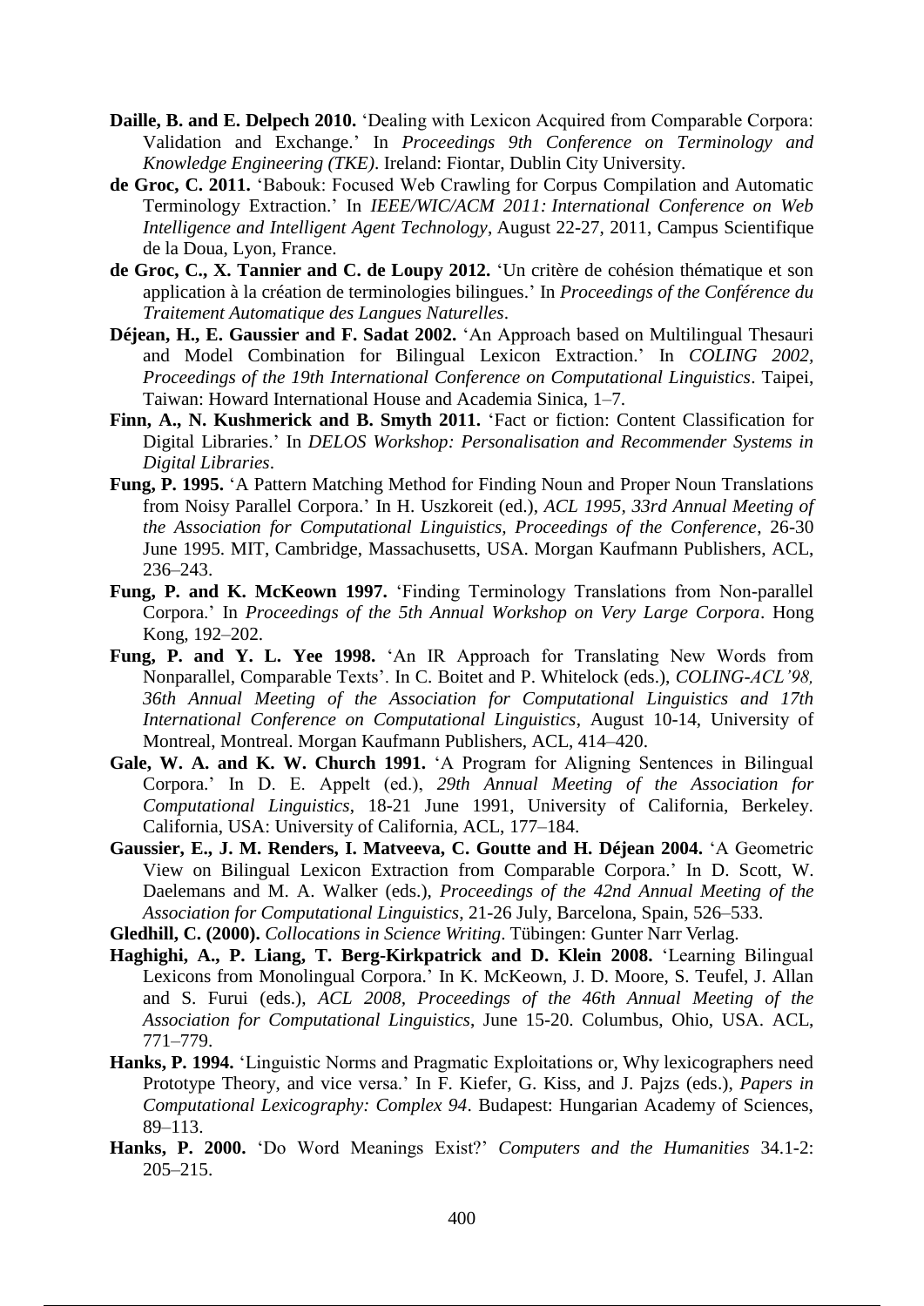**Daille, B. and E. Delpech 2010.** 'Dealing with Lexicon Acquired from Comparable Corpora: Validation and Exchange.' In *Proceedings 9th Conference on Terminology and Knowledge Engineering (TKE)*. Ireland: Fiontar, Dublin City University.

**de Groc, C. 2011.** 'Babouk: Focused Web Crawling for Corpus Compilation and Automatic Terminology Extraction.' In *IEEE/WIC/ACM 2011: International Conference on Web Intelligence and Intelligent Agent Technology*, August 22-27, 2011, Campus Scientifique de la Doua, Lyon, France.

**de Groc, C., X. Tannier and C. de Loupy 2012.** 'Un critère de cohésion thématique et son application à la création de terminologies bilingues.' In *Proceedings of the Conférence du Traitement Automatique des Langues Naturelles*.

**Déjean, H., E. Gaussier and F. Sadat 2002.** 'An Approach based on Multilingual Thesauri and Model Combination for Bilingual Lexicon Extraction.' In *COLING 2002, Proceedings of the 19th International Conference on Computational Linguistics*. Taipei, Taiwan: Howard International House and Academia Sinica, 1–7.

**Finn, A., N. Kushmerick and B. Smyth 2011.** 'Fact or fiction: Content Classification for Digital Libraries.' In *DELOS Workshop: Personalisation and Recommender Systems in Digital Libraries*.

**Fung, P. 1995.** 'A Pattern Matching Method for Finding Noun and Proper Noun Translations from Noisy Parallel Corpora.' In H. Uszkoreit (ed.), *ACL 1995, 33rd Annual Meeting of the Association for Computational Linguistics, Proceedings of the Conference*, 26-30 June 1995. MIT, Cambridge, Massachusetts, USA. Morgan Kaufmann Publishers, ACL, 236–243.

**Fung, P. and K. McKeown 1997.** 'Finding Terminology Translations from Non-parallel Corpora.' In *Proceedings of the 5th Annual Workshop on Very Large Corpora*. Hong Kong, 192–202.

**Fung, P. and Y. L. Yee 1998.** 'An IR Approach for Translating New Words from Nonparallel, Comparable Texts'. In C. Boitet and P. Whitelock (eds.), *COLING-ACL'98, 36th Annual Meeting of the Association for Computational Linguistics and 17th International Conference on Computational Linguistics*, August 10-14, University of Montreal, Montreal. Morgan Kaufmann Publishers, ACL, 414–420.

**Gale, W. A. and K. W. Church 1991.** 'A Program for Aligning Sentences in Bilingual Corpora.' In D. E. Appelt (ed.), *29th Annual Meeting of the Association for Computational Linguistics*, 18-21 June 1991, University of California, Berkeley. California, USA: University of California, ACL, 177–184.

**Gaussier, E., J. M. Renders, I. Matveeva, C. Goutte and H. Déjean 2004.** 'A Geometric View on Bilingual Lexicon Extraction from Comparable Corpora.' In D. Scott, W. Daelemans and M. A. Walker (eds.), *Proceedings of the 42nd Annual Meeting of the Association for Computational Linguistics*, 21-26 July, Barcelona, Spain, 526–533.

**Gledhill, C. (2000).** *Collocations in Science Writing*. Tübingen: Gunter Narr Verlag.

**Haghighi, A., P. Liang, T. Berg-Kirkpatrick and D. Klein 2008.** 'Learning Bilingual Lexicons from Monolingual Corpora.' In K. McKeown, J. D. Moore, S. Teufel, J. Allan and S. Furui (eds.), *ACL 2008, Proceedings of the 46th Annual Meeting of the Association for Computational Linguistics*, June 15-20. Columbus, Ohio, USA. ACL, 771–779.

**Hanks, P. 1994.** 'Linguistic Norms and Pragmatic Exploitations or, Why lexicographers need Prototype Theory, and vice versa.' In F. Kiefer, G. Kiss, and J. Pajzs (eds.), *Papers in Computational Lexicography: Complex 94*. Budapest: Hungarian Academy of Sciences, 89–113.

**Hanks, P. 2000.** 'Do Word Meanings Exist?' *Computers and the Humanities* 34.1-2: 205–215.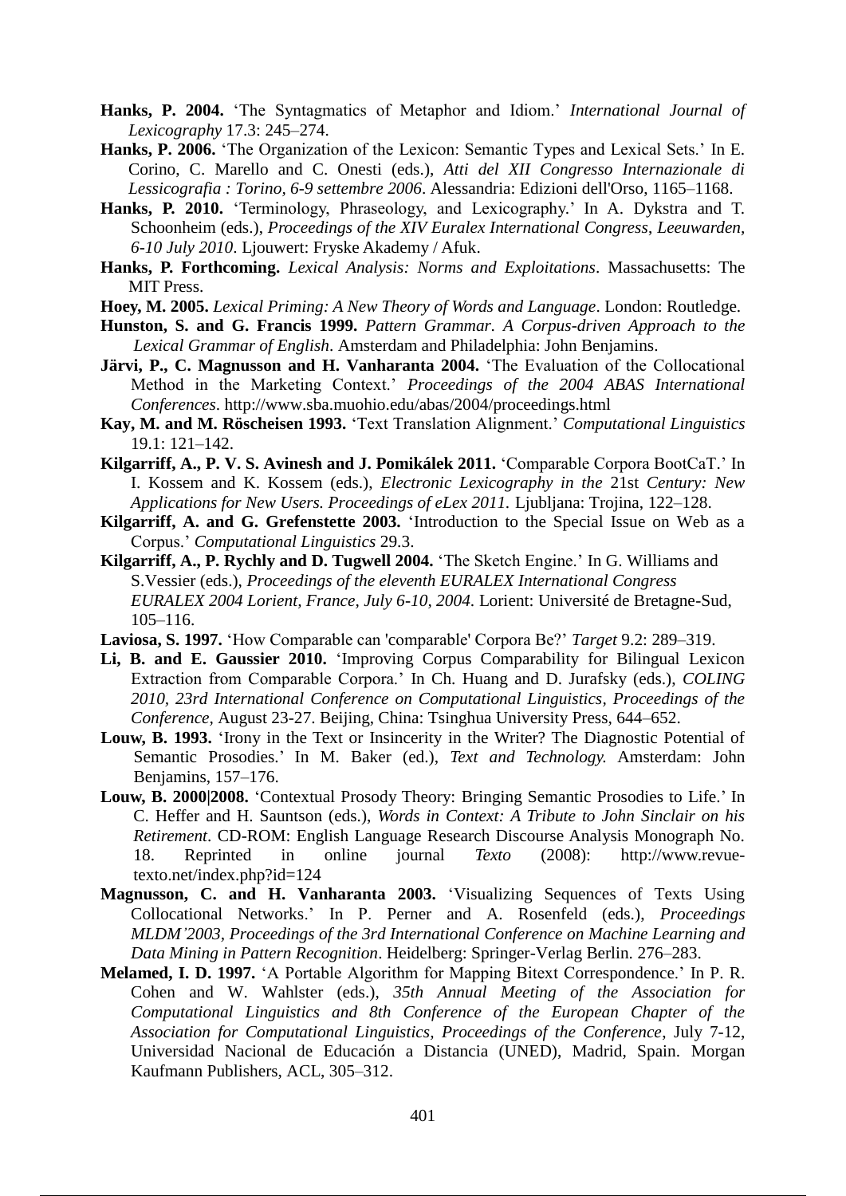**Hanks, P. 2004.** 'The Syntagmatics of Metaphor and Idiom.' *International Journal of Lexicography* 17.3: 245–274.

**Hanks, P. 2006.** 'The Organization of the Lexicon: Semantic Types and Lexical Sets.' In E. Corino, C. Marello and C. Onesti (eds.), *Atti del XII Congresso Internazionale di Lessicografia : Torino, 6-9 settembre 2006*. Alessandria: Edizioni dell'Orso, 1165–1168.

**Hanks, P. 2010.** 'Terminology, Phraseology, and Lexicography.' In A. Dykstra and T. Schoonheim (eds.), *Proceedings of the XIV Euralex International Congress, Leeuwarden, 6-10 July 2010*. Ljouwert: Fryske Akademy / Afuk.

**Hanks, P. Forthcoming.** *Lexical Analysis: Norms and Exploitations*. Massachusetts: The MIT Press.

**Hoey, M. 2005.** *Lexical Priming: A New Theory of Words and Language*. London: Routledge.

**Hunston, S. and G. Francis 1999.** *Pattern Grammar. A Corpus-driven Approach to the Lexical Grammar of English*. Amsterdam and Philadelphia: John Benjamins.

**Järvi, P., C. Magnusson and H. Vanharanta 2004.** 'The Evaluation of the Collocational Method in the Marketing Context.' *Proceedings of the 2004 ABAS International Conferences*. http://www.sba.muohio.edu/abas/2004/proceedings.html

**Kay, M. and M. Röscheisen 1993.** 'Text Translation Alignment.' *Computational Linguistics* 19.1: 121–142.

**Kilgarriff, A., P. V. S. Avinesh and J. Pomikálek 2011.** 'Comparable Corpora BootCaT.' In I. Kossem and K. Kossem (eds.), *Electronic Lexicography in the* 21st *Century: New Applications for New Users. Proceedings of eLex 2011.* Ljubljana: Trojina, 122–128.

**Kilgarriff, A. and G. Grefenstette 2003.** 'Introduction to the Special Issue on Web as a Corpus.' *Computational Linguistics* 29.3.

**Kilgarriff, A., P. Rychly and D. Tugwell 2004.** 'The Sketch Engine.' In G. Williams and S.Vessier (eds.), *Proceedings of the eleventh EURALEX International Congress EURALEX 2004 Lorient, France, July 6-10, 2004.* Lorient: Université de Bretagne-Sud, 105–116.

**Laviosa, S. 1997.** 'How Comparable can 'comparable' Corpora Be?' *Target* 9.2: 289–319.

**Li, B. and E. Gaussier 2010.** 'Improving Corpus Comparability for Bilingual Lexicon Extraction from Comparable Corpora.' In Ch. Huang and D. Jurafsky (eds.), *COLING 2010, 23rd International Conference on Computational Linguistics, Proceedings of the Conference*, August 23-27. Beijing, China: Tsinghua University Press, 644–652.

**Louw, B. 1993.** 'Irony in the Text or Insincerity in the Writer? The Diagnostic Potential of Semantic Prosodies.' In M. Baker (ed.), *Text and Technology.* Amsterdam: John Benjamins, 157–176.

**Louw, B. 2000|2008.** 'Contextual Prosody Theory: Bringing Semantic Prosodies to Life.' In C. Heffer and H. Sauntson (eds.), *Words in Context: A Tribute to John Sinclair on his Retirement*. CD-ROM: English Language Research Discourse Analysis Monograph No. 18. Reprinted in online journal *Texto* (2008): http://www.revue-texto.net/index.php?id=124

**Magnusson, C. and H. Vanharanta 2003.** 'Visualizing Sequences of Texts Using Collocational Networks.' In P. Perner and A. Rosenfeld (eds.), *Proceedings MLDM'2003, Proceedings of the 3rd International Conference on Machine Learning and Data Mining in Pattern Recognition*. Heidelberg: Springer-Verlag Berlin. 276–283.

**Melamed, I. D. 1997.** 'A Portable Algorithm for Mapping Bitext Correspondence.' In P. R. Cohen and W. Wahlster (eds.), *35th Annual Meeting of the Association for Computational Linguistics and 8th Conference of the European Chapter of the Association for Computational Linguistics, Proceedings of the Conference*, July 7-12, Universidad Nacional de Educación a Distancia (UNED), Madrid, Spain. Morgan Kaufmann Publishers, ACL, 305–312.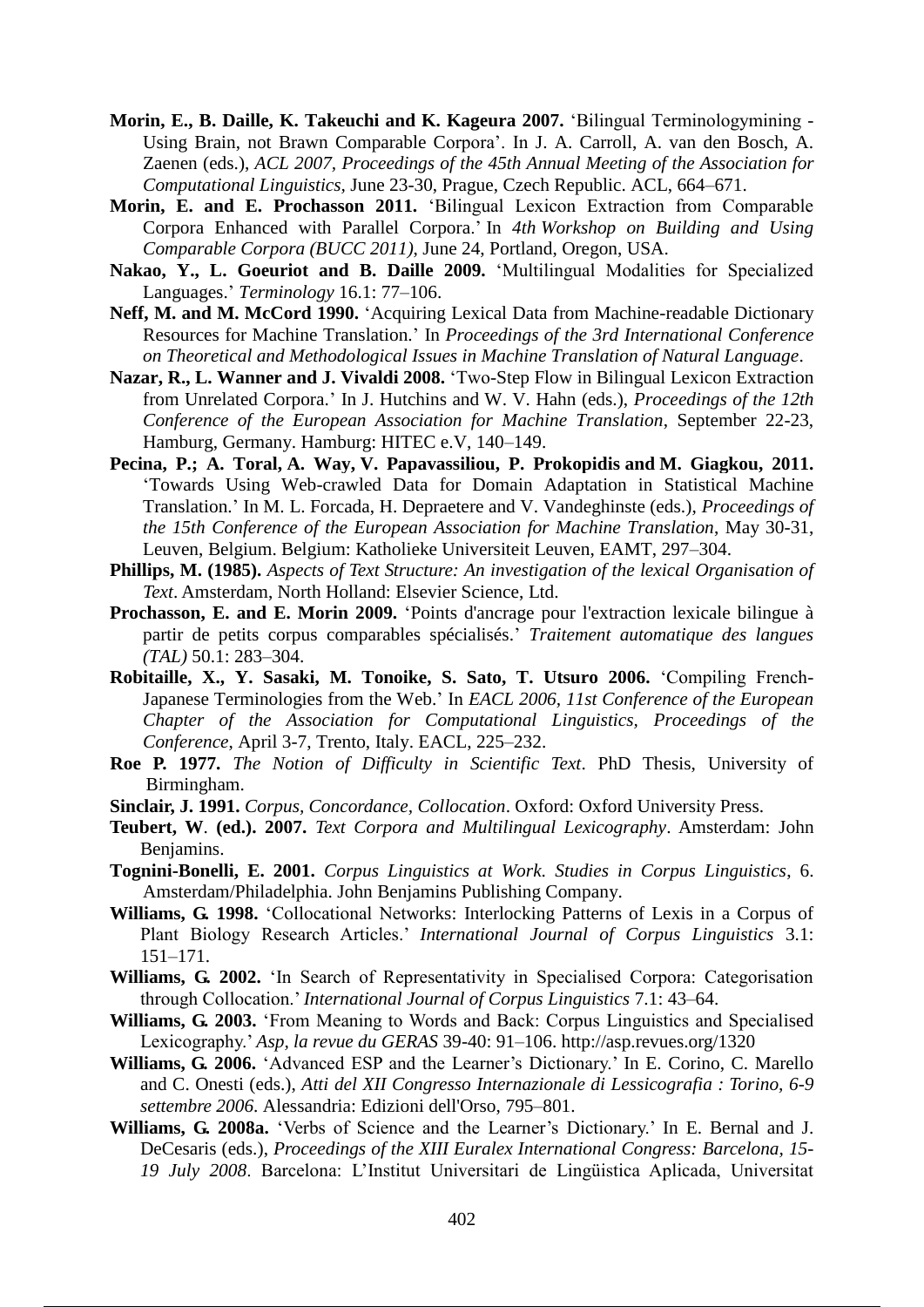**Morin, E., B. Daille, K. Takeuchi and K. Kageura 2007.** 'Bilingual Terminologymining - Using Brain, not Brawn Comparable Corpora'. In J. A. Carroll, A. van den Bosch, A. Zaenen (eds.), *ACL 2007, Proceedings of the 45th Annual Meeting of the Association for Computational Linguistics*, June 23-30, Prague, Czech Republic. ACL, 664–671.

**Morin, E. and E. Prochasson 2011.** 'Bilingual Lexicon Extraction from Comparable Corpora Enhanced with Parallel Corpora.' In *4th Workshop on Building and Using Comparable Corpora (BUCC 2011)*, June 24, Portland, Oregon, USA.

**Nakao, Y., L. Goeuriot and B. Daille 2009.** 'Multilingual Modalities for Specialized Languages.' *Terminology* 16.1: 77–106.

**Neff, M. and M. McCord 1990.** 'Acquiring Lexical Data from Machine-readable Dictionary Resources for Machine Translation.' In *Proceedings of the 3rd International Conference on Theoretical and Methodological Issues in Machine Translation of Natural Language*.

**Nazar, R., L. Wanner and J. Vivaldi 2008.** 'Two-Step Flow in Bilingual Lexicon Extraction from Unrelated Corpora.' In J. Hutchins and W. V. Hahn (eds.), *Proceedings of the 12th Conference of the European Association for Machine Translation*, September 22-23, Hamburg, Germany. Hamburg: HITEC e.V, 140–149.

**Pecina, P.; A. Toral, A. Way, V. Papavassiliou, P. Prokopidis and M. Giagkou, 2011.** 'Towards Using Web-crawled Data for Domain Adaptation in Statistical Machine Translation.' In M. L. Forcada, H. Depraetere and V. Vandeghinste (eds.), *Proceedings of the 15th Conference of the European Association for Machine Translation*, May 30-31, Leuven, Belgium. Belgium: Katholieke Universiteit Leuven, EAMT, 297–304.

**Phillips, M. (1985).** *Aspects of Text Structure: An investigation of the lexical Organisation of Text*. Amsterdam, North Holland: Elsevier Science, Ltd.

**Prochasson, E. and E. Morin 2009.** 'Points d'ancrage pour l'extraction lexicale bilingue à partir de petits corpus comparables spécialisés.' *Traitement automatique des langues (TAL)* 50.1: 283–304.

**Robitaille, X., Y. Sasaki, M. Tonoike, S. Sato, T. Utsuro 2006.** 'Compiling French-Japanese Terminologies from the Web.' In *EACL 2006, 11st Conference of the European Chapter of the Association for Computational Linguistics, Proceedings of the Conference*, April 3-7, Trento, Italy. EACL, 225–232.

**Roe P. 1977.** *The Notion of Difficulty in Scientific Text*. PhD Thesis, University of Birmingham.

**Sinclair, J. 1991.** *Corpus, Concordance, Collocation*. Oxford: Oxford University Press.

**Teubert, W. (ed.). 2007.** *Text Corpora and Multilingual Lexicography*. Amsterdam: John Benjamins.

**Tognini-Bonelli, E. 2001.** *Corpus Linguistics at Work. Studies in Corpus Linguistics*, 6. Amsterdam/Philadelphia. John Benjamins Publishing Company.

**Williams, G. 1998.** 'Collocational Networks: Interlocking Patterns of Lexis in a Corpus of Plant Biology Research Articles.' *International Journal of Corpus Linguistics* 3.1: 151–171.

**Williams, G. 2002.** 'In Search of Representativity in Specialised Corpora: Categorisation through Collocation.' *International Journal of Corpus Linguistics* 7.1: 43–64.

**Williams, G. 2003.** 'From Meaning to Words and Back: Corpus Linguistics and Specialised Lexicography.' *Asp, la revue du GERAS* 39-40: 91–106. http://asp.revues.org/1320

**Williams, G. 2006.** 'Advanced ESP and the Learner's Dictionary.' In E. Corino, C. Marello and C. Onesti (eds.), *Atti del XII Congresso Internazionale di Lessicografia : Torino, 6-9 settembre 2006*. Alessandria: Edizioni dell'Orso, 795–801.

**Williams, G. 2008a.** 'Verbs of Science and the Learner's Dictionary.' In E. Bernal and J. DeCesaris (eds.), *Proceedings of the XIII Euralex International Congress: Barcelona, 15-19 July 2008*. Barcelona: L'Institut Universitari de Lingüistica Aplicada, Universitat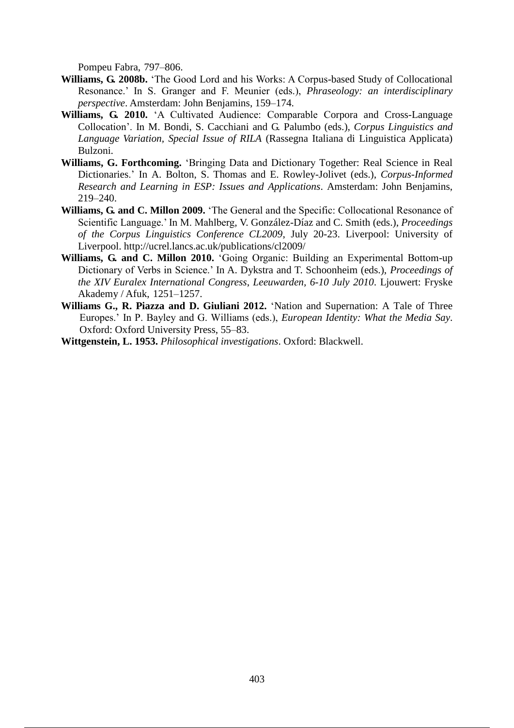Pompeu Fabra, 797–806.

**Williams, G. 2008b.** 'The Good Lord and his Works: A Corpus-based Study of Collocational Resonance.' In S. Granger and F. Meunier (eds.), *Phraseology: an interdisciplinary perspective*. Amsterdam: John Benjamins, 159–174.

**Williams, G. 2010.** 'A Cultivated Audience: Comparable Corpora and Cross-Language Collocation'. In M. Bondi, S. Cacchiani and G. Palumbo (eds.), *Corpus Linguistics and Language Variation, Special Issue of RILA* (Rassegna Italiana di Linguistica Applicata) Bulzoni.

**Williams, G. Forthcoming.** 'Bringing Data and Dictionary Together: Real Science in Real Dictionaries.' In A. Bolton, S. Thomas and E. Rowley-Jolivet (eds.), *Corpus-Informed Research and Learning in ESP: Issues and Applications*. Amsterdam: John Benjamins, 219–240.

**Williams, G. and C. Millon 2009.** 'The General and the Specific: Collocational Resonance of Scientific Language.' In M. Mahlberg, V. González-Díaz and C. Smith (eds.), *Proceedings of the Corpus Linguistics Conference CL2009*, July 20-23. Liverpool: University of Liverpool. http://ucrel.lancs.ac.uk/publications/cl2009/

**Williams, G. and C. Millon 2010.** 'Going Organic: Building an Experimental Bottom-up Dictionary of Verbs in Science.' In A. Dykstra and T. Schoonheim (eds.), *Proceedings of the XIV Euralex International Congress, Leeuwarden, 6-10 July 2010*. Ljouwert: Fryske Akademy / Afuk, 1251–1257.

**Williams G., R. Piazza and D. Giuliani 2012.** 'Nation and Supernation: A Tale of Three Europes.' In P. Bayley and G. Williams (eds.), *European Identity: What the Media Say*. Oxford: Oxford University Press, 55–83.

**Wittgenstein, L. 1953.** *Philosophical investigations*. Oxford: Blackwell.